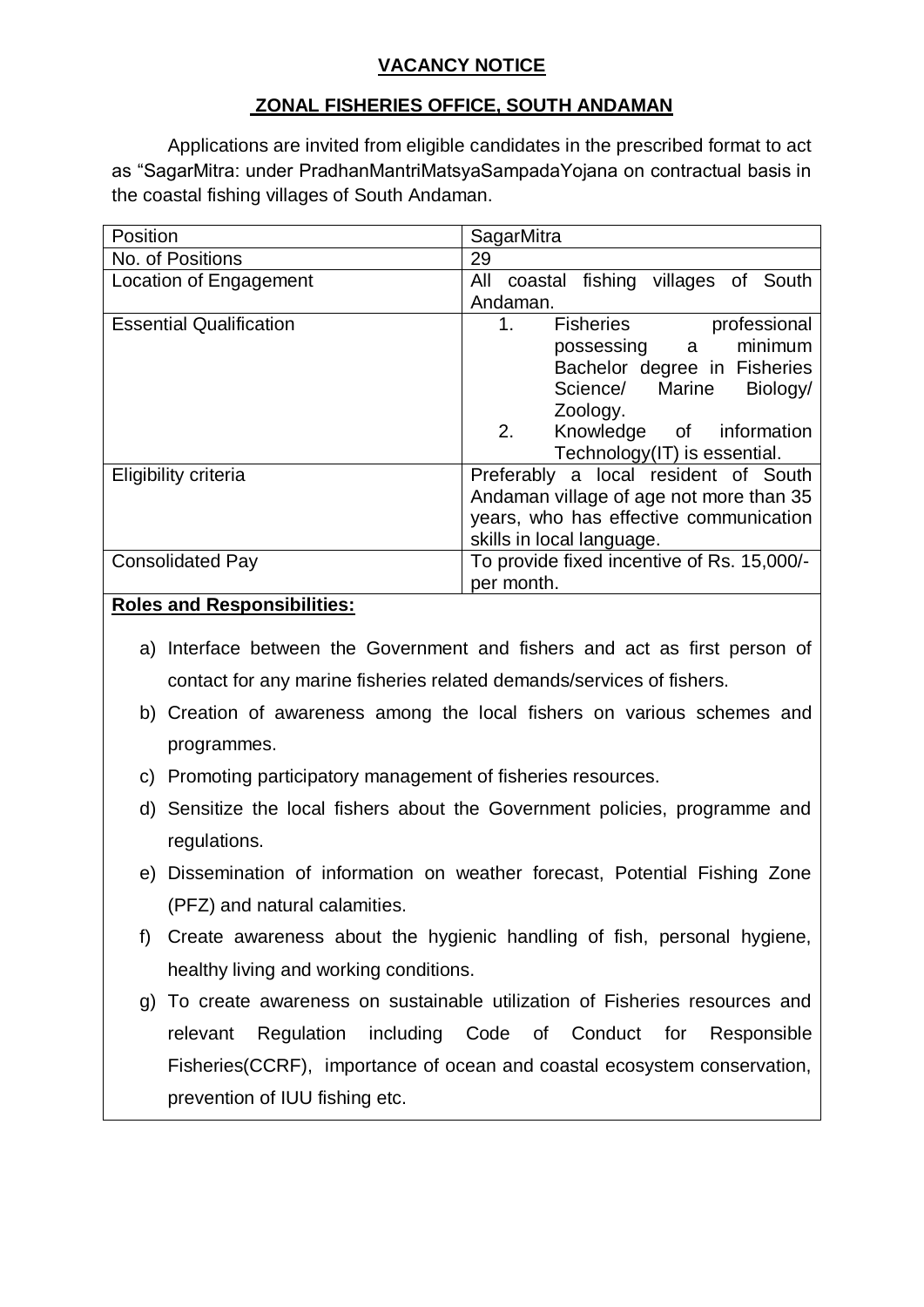# VACANCY NOTICE

## ZONAL FISHERIES OFFICE, SOUTH ANDAMAN

Applications are invited from eligible candidates in the prescribed format to act as "SagarMitra: under PradhanMantriMatsyaSampadaYojana on contractual basis in the coastal fishing villages of South Andaman.

| Position | SagarMitra |
|---|---|
| No. of Positions | 29 |
| Location of Engagement | All coastal fishing villages of South Andaman. |
| Essential Qualification | 1. Fisheries professional possessing a minimum Bachelor degree in Fisheries Science/ Marine Biology/ Zoology.<br>2. Knowledge of information Technology(IT) is essential. |
| Eligibility criteria | Preferably a local resident of South Andaman village of age not more than 35 years, who has effective communication skills in local language. |
| Consolidated Pay | To provide fixed incentive of Rs. 15,000/- per month. |

**Roles and Responsibilities:**

a) Interface between the Government and fishers and act as first person of contact for any marine fisheries related demands/services of fishers.

b) Creation of awareness among the local fishers on various schemes and programmes.

c) Promoting participatory management of fisheries resources.

d) Sensitize the local fishers about the Government policies, programme and regulations.

e) Dissemination of information on weather forecast, Potential Fishing Zone (PFZ) and natural calamities.

f) Create awareness about the hygienic handling of fish, personal hygiene, healthy living and working conditions.

g) To create awareness on sustainable utilization of Fisheries resources and relevant Regulation including Code of Conduct for Responsible Fisheries(CCRF), importance of ocean and coastal ecosystem conservation, prevention of IUU fishing etc.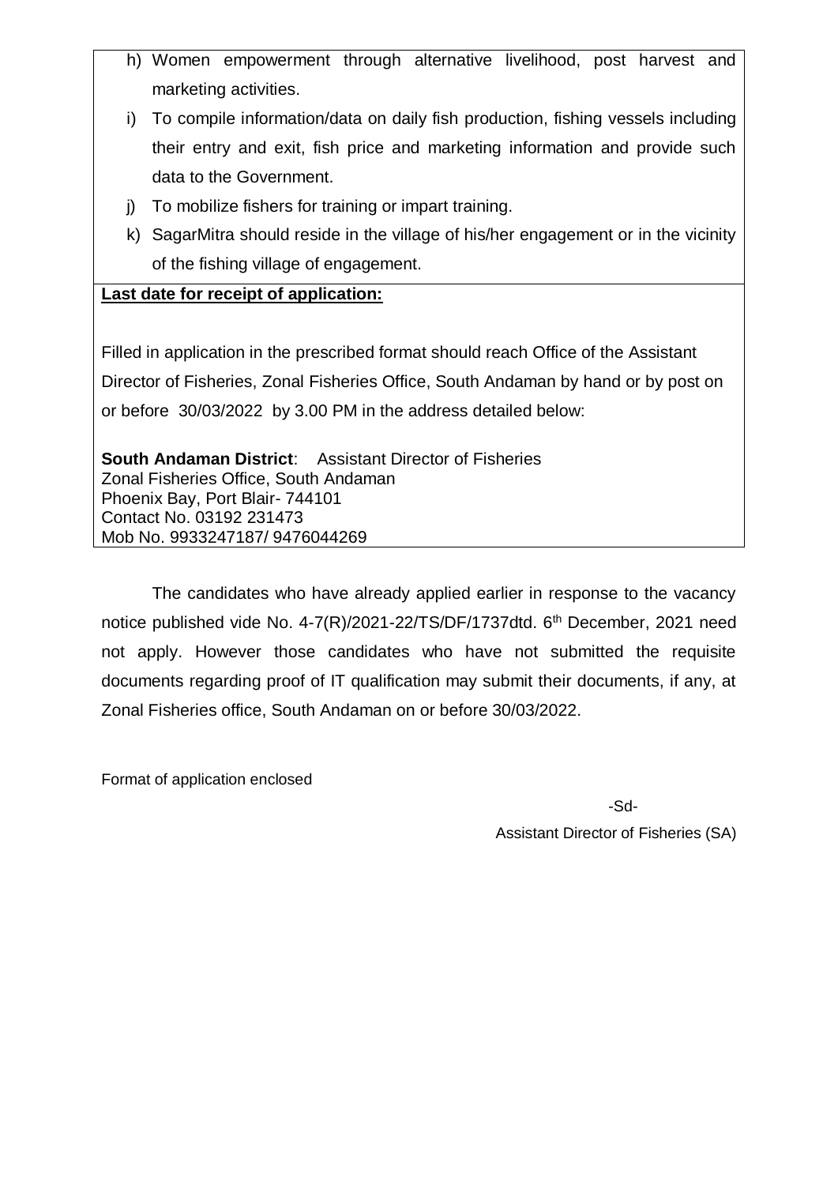h) Women empowerment through alternative livelihood, post harvest and marketing activities.

i) To compile information/data on daily fish production, fishing vessels including their entry and exit, fish price and marketing information and provide such data to the Government.

j) To mobilize fishers for training or impart training.

k) SagarMitra should reside in the village of his/her engagement or in the vicinity of the fishing village of engagement.

**Last date for receipt of application:**

Filled in application in the prescribed format should reach Office of the Assistant Director of Fisheries, Zonal Fisheries Office, South Andaman by hand or by post on or before 30/03/2022 by 3.00 PM in the address detailed below:

**South Andaman District**: Assistant Director of Fisheries
Zonal Fisheries Office, South Andaman
Phoenix Bay, Port Blair- 744101
Contact No. 03192 231473
Mob No. 9933247187/ 9476044269

The candidates who have already applied earlier in response to the vacancy notice published vide No. 4-7(R)/2021-22/TS/DF/1737dtd. 6th December, 2021 need not apply. However those candidates who have not submitted the requisite documents regarding proof of IT qualification may submit their documents, if any, at Zonal Fisheries office, South Andaman on or before 30/03/2022.

Format of application enclosed

-Sd-

Assistant Director of Fisheries (SA)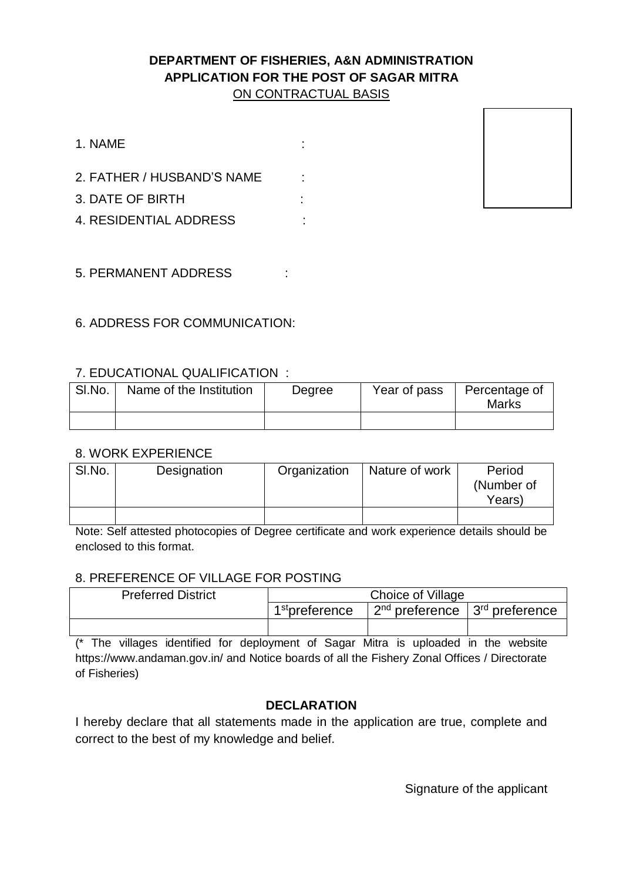**DEPARTMENT OF FISHERIES, A&N ADMINISTRATION**
**APPLICATION FOR THE POST OF SAGAR MITRA**
ON CONTRACTUAL BASIS

1. NAME :

2. FATHER / HUSBAND'S NAME :

3. DATE OF BIRTH :

4. RESIDENTIAL ADDRESS :

5. PERMANENT ADDRESS :

6. ADDRESS FOR COMMUNICATION:

7. EDUCATIONAL QUALIFICATION :

| Sl.No. | Name of the Institution | Degree | Year of pass | Percentage of Marks |
|---|---|---|---|---|
| | | | | |

8. WORK EXPERIENCE

| Sl.No. | Designation | Organization | Nature of work | Period (Number of Years) |
|---|---|---|---|---|
| | | | | |

Note: Self attested photocopies of Degree certificate and work experience details should be enclosed to this format.

8. PREFERENCE OF VILLAGE FOR POSTING

| Preferred District | Choice of Village | | |
|---|---|---|---|
| | 1st preference | 2nd preference | 3rd preference |
| | | | |

(* The villages identified for deployment of Sagar Mitra is uploaded in the website https://www.andaman.gov.in/ and Notice boards of all the Fishery Zonal Offices / Directorate of Fisheries)

**DECLARATION**

I hereby declare that all statements made in the application are true, complete and correct to the best of my knowledge and belief.

Signature of the applicant